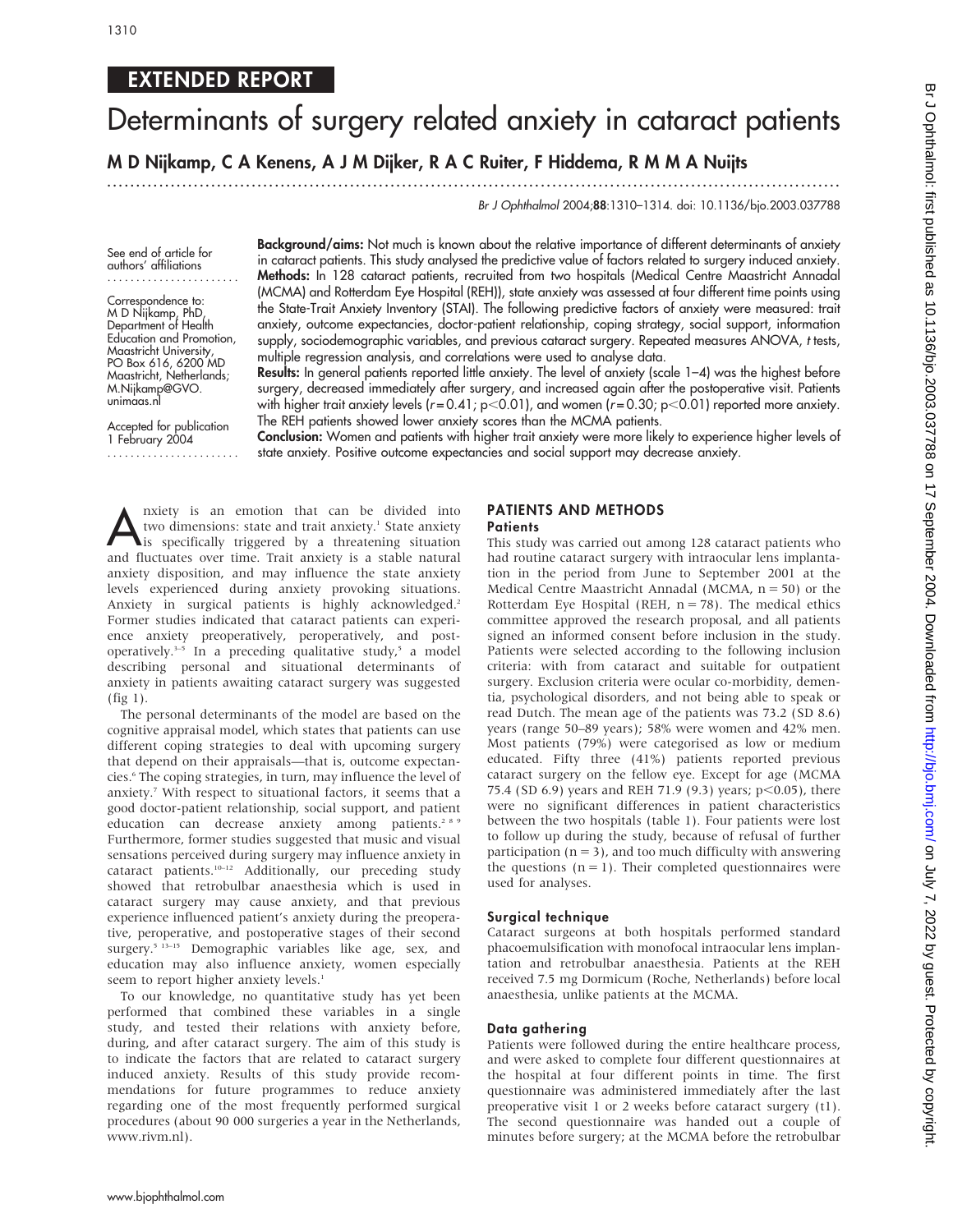EXTENDED REPORT

# Determinants of surgery related anxiety in cataract patients

**M D Nijkamp, C A Kenens, A J M Dijker, R A C Ruiter, F Hiddema, R M M A Nuijts**

See end of article for authors' affiliations

Correspondence to: M D Nijkamp, PhD, Department of Health Education and Promotion, Maastricht University, PO Box 616, 6200 MD Maastricht, Netherlands; M.Nijkamp@GVO.unimaas.nl

Accepted for publication 1 February 2004

**Background/aims:** Not much is known about the relative importance of different determinants of anxiety in cataract patients. This study analysed the predictive value of factors related to surgery induced anxiety.

**Methods:** In 128 cataract patients, recruited from two hospitals (Medical Centre Maastricht Annadal (MCMA) and Rotterdam Eye Hospital (REH)), state anxiety was assessed at four different time points using the State-Trait Anxiety Inventory (STAI). The following predictive factors of anxiety were measured: trait anxiety, outcome expectancies, doctor-patient relationship, coping strategy, social support, information supply, sociodemographic variables, and previous cataract surgery. Repeated measures ANOVA, t tests, multiple regression analysis, and correlations were used to analyse data.

**Results:** In general patients reported little anxiety. The level of anxiety (scale 1–4) was the highest before surgery, decreased immediately after surgery, and increased again after the postoperative visit. Patients with higher trait anxiety levels ($r = 0.41$; $p < 0.01$), and women ($r = 0.30$; $p < 0.01$) reported more anxiety. The REH patients showed lower anxiety scores than the MCMA patients.

**Conclusion:** Women and patients with higher trait anxiety were more likely to experience higher levels of state anxiety. Positive outcome expectancies and social support may decrease anxiety.

Anxiety is an emotion that can be divided into two dimensions: state and trait anxiety.[1] State anxiety is specifically triggered by a threatening situation and fluctuates over time. Trait anxiety is a stable natural anxiety disposition, and may influence the state anxiety levels experienced during anxiety provoking situations. Anxiety in surgical patients is highly acknowledged.[2] Former studies indicated that cataract patients can experience anxiety preoperatively, peroperatively, and postoperatively.[3–5] In a preceding qualitative study,[5] a model describing personal and situational determinants of anxiety in patients awaiting cataract surgery was suggested (fig 1).

The personal determinants of the model are based on the cognitive appraisal model, which states that patients can use different coping strategies to deal with upcoming surgery that depend on their appraisals—that is, outcome expectancies.[6] The coping strategies, in turn, may influence the level of anxiety.[7] With respect to situational factors, it seems that a good doctor-patient relationship, social support, and patient education can decrease anxiety among patients.[2 8 9] Furthermore, former studies suggested that music and visual sensations perceived during surgery may influence anxiety in cataract patients.[10–12] Additionally, our preceding study showed that retrobulbar anaesthesia which is used in cataract surgery may cause anxiety, and that previous experience influenced patient's anxiety during the preoperative, peroperative, and postoperative stages of their second surgery.[5 13–15] Demographic variables like age, sex, and education may also influence anxiety, women especially seem to report higher anxiety levels.[1]

To our knowledge, no quantitative study has yet been performed that combined these variables in a single study, and tested their relations with anxiety before, during, and after cataract surgery. The aim of this study is to indicate the factors that are related to cataract surgery induced anxiety. Results of this study provide recommendations for future programmes to reduce anxiety regarding one of the most frequently performed surgical procedures (about 90 000 surgeries a year in the Netherlands, www.rivm.nl).

## PATIENTS AND METHODS

### Patients

This study was carried out among 128 cataract patients who had routine cataract surgery with intraocular lens implantation in the period from June to September 2001 at the Medical Centre Maastricht Annadal (MCMA, n = 50) or the Rotterdam Eye Hospital (REH, n = 78). The medical ethics committee approved the research proposal, and all patients signed an informed consent before inclusion in the study. Patients were selected according to the following inclusion criteria: with from cataract and suitable for outpatient surgery. Exclusion criteria were ocular co-morbidity, dementia, psychological disorders, and not being able to speak or read Dutch. The mean age of the patients was 73.2 (SD 8.6) years (range 50–89 years); 58% were women and 42% men. Most patients (79%) were categorised as low or medium educated. Fifty three (41%) patients reported previous cataract surgery on the fellow eye. Except for age (MCMA 75.4 (SD 6.9) years and REH 71.9 (9.3) years; $p < 0.05$), there were no significant differences in patient characteristics between the two hospitals (table 1). Four patients were lost to follow up during the study, because of refusal of further participation (n = 3), and too much difficulty with answering the questions (n = 1). Their completed questionnaires were used for analyses.

### Surgical technique

Cataract surgeons at both hospitals performed standard phacoemulsification with monofocal intraocular lens implantation and retrobulbar anaesthesia. Patients at the REH received 7.5 mg Dormicum (Roche, Netherlands) before local anaesthesia, unlike patients at the MCMA.

### Data gathering

Patients were followed during the entire healthcare process, and were asked to complete four different questionnaires at the hospital at four different points in time. The first questionnaire was administered immediately after the last preoperative visit 1 or 2 weeks before cataract surgery (t1). The second questionnaire was handed out a couple of minutes before surgery; at the MCMA before the retrobulbar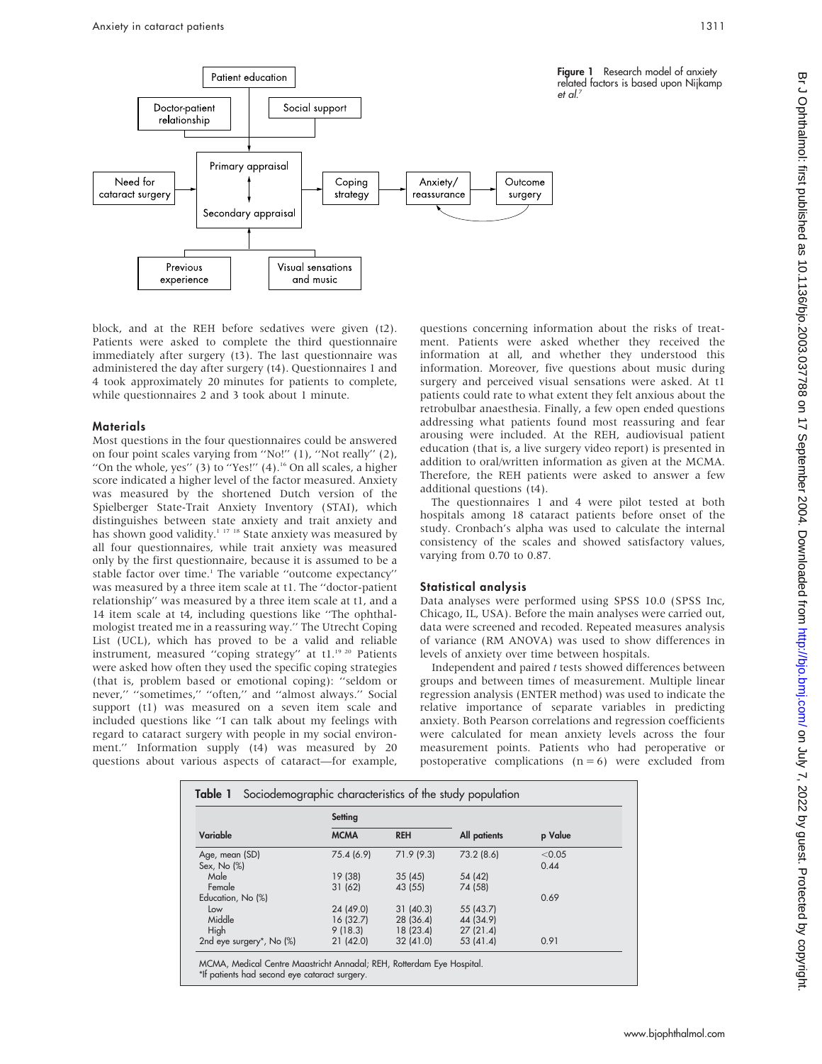**Figure 1** Research model of anxiety related factors is based upon Nijkamp *et al*.[7]

block, and at the REH before sedatives were given (t2). Patients were asked to complete the third questionnaire immediately after surgery (t3). The last questionnaire was administered the day after surgery (t4). Questionnaires 1 and 4 took approximately 20 minutes for patients to complete, while questionnaires 2 and 3 took about 1 minute.

## Materials

Most questions in the four questionnaires could be answered on four point scales varying from ''No!'' (1), ''Not really'' (2), ''On the whole, yes'' (3) to ''Yes!'' (4).[16] On all scales, a higher score indicated a higher level of the factor measured. Anxiety was measured by the shortened Dutch version of the Spielberger State-Trait Anxiety Inventory (STAI), which distinguishes between state anxiety and trait anxiety and has shown good validity.[1 17 18] State anxiety was measured by all four questionnaires, while trait anxiety was measured only by the first questionnaire, because it is assumed to be a stable factor over time.[1] The variable ''outcome expectancy'' was measured by a three item scale at t1. The ''doctor-patient relationship'' was measured by a three item scale at t1, and a 14 item scale at t4, including questions like ''The ophthalmologist treated me in a reassuring way.'' The Utrecht Coping List (UCL), which has proved to be a valid and reliable instrument, measured ''coping strategy'' at t1.[19 20] Patients were asked how often they used the specific coping strategies (that is, problem based or emotional coping): ''seldom or never,'' ''sometimes,'' ''often,'' and ''almost always.'' Social support (t1) was measured on a seven item scale and included questions like ''I can talk about my feelings with regard to cataract surgery with people in my social environment.'' Information supply (t4) was measured by 20 questions about various aspects of cataract—for example, questions concerning information about the risks of treatment. Patients were asked whether they received the information at all, and whether they understood this information. Moreover, five questions about music during surgery and perceived visual sensations were asked. At t1 patients could rate to what extent they felt anxious about the retrobulbar anaesthesia. Finally, a few open ended questions addressing what patients found most reassuring and fear arousing were included. At the REH, audiovisual patient education (that is, a live surgery video report) is presented in addition to oral/written information as given at the MCMA. Therefore, the REH patients were asked to answer a few additional questions (t4).

The questionnaires 1 and 4 were pilot tested at both hospitals among 18 cataract patients before onset of the study. Cronbach's alpha was used to calculate the internal consistency of the scales and showed satisfactory values, varying from 0.70 to 0.87.

## Statistical analysis

Data analyses were performed using SPSS 10.0 (SPSS Inc, Chicago, IL, USA). Before the main analyses were carried out, data were screened and recoded. Repeated measures analysis of variance (RM ANOVA) was used to show differences in levels of anxiety over time between hospitals.

Independent and paired *t* tests showed differences between groups and between times of measurement. Multiple linear regression analysis (ENTER method) was used to indicate the relative importance of separate variables in predicting anxiety. Both Pearson correlations and regression coefficients were calculated for mean anxiety levels across the four measurement points. Patients who had peroperative or postoperative complications (n = 6) were excluded from

**Table 1** Sociodemographic characteristics of the study population

| Variable | Setting | | All patients | p Value |
|---|---|---|---|---|
| | MCMA | REH | | |
| Age, mean (SD) | 75.4 (6.9) | 71.9 (9.3) | 73.2 (8.6) | <0.05 |
| Sex, No (%) | | | | 0.44 |
| Male | 19 (38) | 35 (45) | 54 (42) | |
| Female | 31 (62) | 43 (55) | 74 (58) | |
| Education, No (%) | | | | 0.69 |
| Low | 24 (49.0) | 31 (40.3) | 55 (43.7) | |
| Middle | 16 (32.7) | 28 (36.4) | 44 (34.9) | |
| High | 9 (18.3) | 18 (23.4) | 27 (21.4) | |
| 2nd eye surgery*, No (%) | 21 (42.0) | 32 (41.0) | 53 (41.4) | 0.91 |

MCMA, Medical Centre Maastricht Annadal; REH, Rotterdam Eye Hospital.
*If patients had second eye cataract surgery.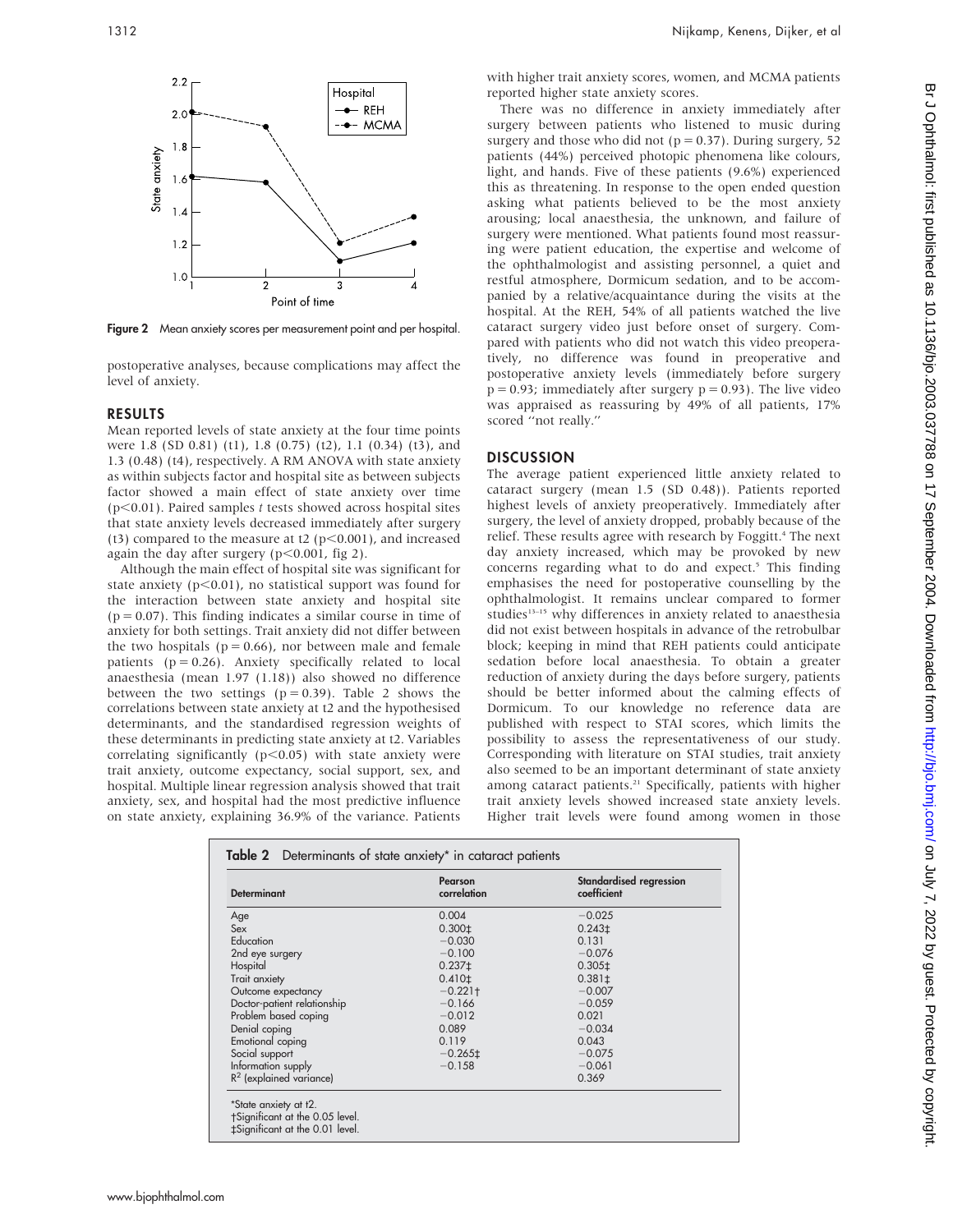Figure 2 Mean anxiety scores per measurement point and per hospital.

postoperative analyses, because complications may affect the level of anxiety.

## RESULTS

Mean reported levels of state anxiety at the four time points were 1.8 (SD 0.81) (t1), 1.8 (0.75) (t2), 1.1 (0.34) (t3), and 1.3 (0.48) (t4), respectively. A RM ANOVA with state anxiety as within subjects factor and hospital site as between subjects factor showed a main effect of state anxiety over time ($p<0.01$). Paired samples *t* tests showed across hospital sites that state anxiety levels decreased immediately after surgery (t3) compared to the measure at t2 ($p<0.001$), and increased again the day after surgery ($p<0.001$, fig 2).

Although the main effect of hospital site was significant for state anxiety ($p<0.01$), no statistical support was found for the interaction between state anxiety and hospital site ($p = 0.07$). This finding indicates a similar course in time of anxiety for both settings. Trait anxiety did not differ between the two hospitals ($p = 0.66$), nor between male and female patients ($p = 0.26$). Anxiety specifically related to local anaesthesia (mean 1.97 (1.18)) also showed no difference between the two settings ($p = 0.39$). Table 2 shows the correlations between state anxiety at t2 and the hypothesised determinants, and the standardised regression weights of these determinants in predicting state anxiety at t2. Variables correlating significantly ($p<0.05$) with state anxiety were trait anxiety, outcome expectancy, social support, sex, and hospital. Multiple linear regression analysis showed that trait anxiety, sex, and hospital had the most predictive influence on state anxiety, explaining 36.9% of the variance. Patients with higher trait anxiety scores, women, and MCMA patients reported higher state anxiety scores.

There was no difference in anxiety immediately after surgery between patients who listened to music during surgery and those who did not ($p = 0.37$). During surgery, 52 patients (44%) perceived photopic phenomena like colours, light, and hands. Five of these patients (9.6%) experienced this as threatening. In response to the open ended question asking what patients believed to be the most anxiety arousing; local anaesthesia, the unknown, and failure of surgery were mentioned. What patients found most reassuring were patient education, the expertise and welcome of the ophthalmologist and assisting personnel, a quiet and restful atmosphere, Dormicum sedation, and to be accompanied by a relative/acquaintance during the visits at the hospital. At the REH, 54% of all patients watched the live cataract surgery video just before onset of surgery. Compared with patients who did not watch this video preoperatively, no difference was found in preoperative and postoperative anxiety levels (immediately before surgery $p = 0.93$; immediately after surgery $p = 0.93$). The live video was appraised as reassuring by 49% of all patients, 17% scored "not really."

## DISCUSSION

The average patient experienced little anxiety related to cataract surgery (mean 1.5 (SD 0.48)). Patients reported highest levels of anxiety preoperatively. Immediately after surgery, the level of anxiety dropped, probably because of the relief. These results agree with research by Foggitt.[4] The next day anxiety increased, which may be provoked by new concerns regarding what to do and expect.[5] This finding emphasises the need for postoperative counselling by the ophthalmologist. It remains unclear compared to former studies[13–15] why differences in anxiety related to anaesthesia did not exist between hospitals in advance of the retrobulbar block; keeping in mind that REH patients could anticipate sedation before local anaesthesia. To obtain a greater reduction of anxiety during the days before surgery, patients should be better informed about the calming effects of Dormicum. To our knowledge no reference data are published with respect to STAI scores, which limits the possibility to assess the representativeness of our study. Corresponding with literature on STAI studies, trait anxiety also seemed to be an important determinant of state anxiety among cataract patients.[21] Specifically, patients with higher trait anxiety levels showed increased state anxiety levels. Higher trait levels were found among women in those

**Table 2** Determinants of state anxiety* in cataract patients

| Determinant | Pearson correlation | Standardised regression coefficient |
|---|---|---|
| Age | 0.004 | −0.025 |
| Sex | 0.300‡ | 0.243‡ |
| Education | −0.030 | 0.131 |
| 2nd eye surgery | −0.100 | −0.076 |
| Hospital | 0.237‡ | 0.305‡ |
| Trait anxiety | 0.410‡ | 0.381‡ |
| Outcome expectancy | −0.221† | −0.007 |
| Doctor-patient relationship | −0.166 | −0.059 |
| Problem based coping | −0.012 | 0.021 |
| Denial coping | 0.089 | −0.034 |
| Emotional coping | 0.119 | 0.043 |
| Social support | −0.265‡ | −0.075 |
| Information supply | −0.158 | −0.061 |
| $R^2$ (explained variance) | | 0.369 |

*State anxiety at t2.
†Significant at the 0.05 level.
‡Significant at the 0.01 level.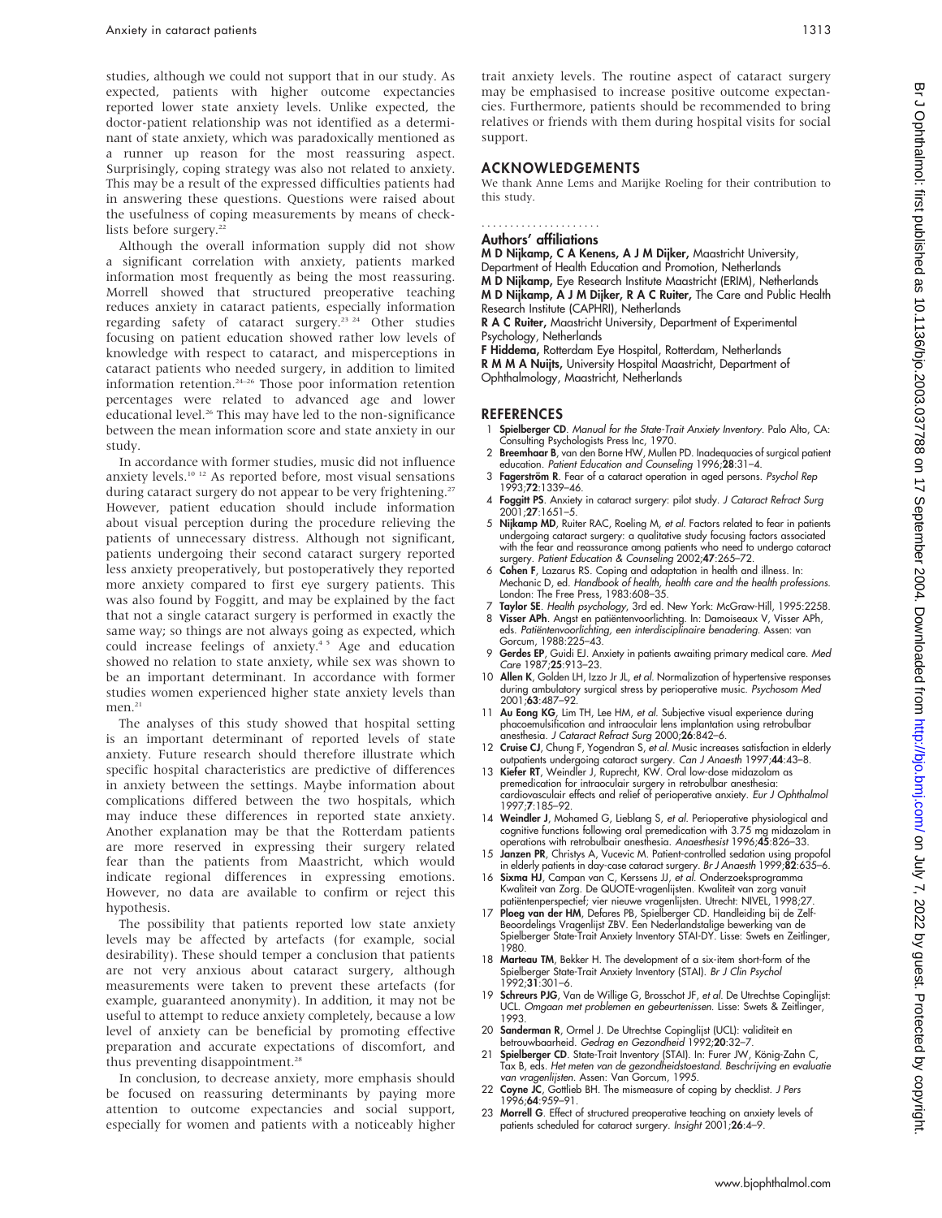studies, although we could not support that in our study. As expected, patients with higher outcome expectancies reported lower state anxiety levels. Unlike expected, the doctor-patient relationship was not identified as a determinant of state anxiety, which was paradoxically mentioned as a runner up reason for the most reassuring aspect. Surprisingly, coping strategy was also not related to anxiety. This may be a result of the expressed difficulties patients had in answering these questions. Questions were raised about the usefulness of coping measurements by means of checklists before surgery.[22]

Although the overall information supply did not show a significant correlation with anxiety, patients marked information most frequently as being the most reassuring. Morrell showed that structured preoperative teaching reduces anxiety in cataract patients, especially information regarding safety of cataract surgery.[23 24] Other studies focusing on patient education showed rather low levels of knowledge with respect to cataract, and misperceptions in cataract patients who needed surgery, in addition to limited information retention.[24–26] Those poor information retention percentages were related to advanced age and lower educational level.[26] This may have led to the non-significance between the mean information score and state anxiety in our study.

In accordance with former studies, music did not influence anxiety levels.[10 12] As reported before, most visual sensations during cataract surgery do not appear to be very frightening.[27] However, patient education should include information about visual perception during the procedure relieving the patients of unnecessary distress. Although not significant, patients undergoing their second cataract surgery reported less anxiety preoperatively, but postoperatively they reported more anxiety compared to first eye surgery patients. This was also found by Foggitt, and may be explained by the fact that not a single cataract surgery is performed in exactly the same way; so things are not always going as expected, which could increase feelings of anxiety.[4 5] Age and education showed no relation to state anxiety, while sex was shown to be an important determinant. In accordance with former studies women experienced higher state anxiety levels than men.[21]

The analyses of this study showed that hospital setting is an important determinant of reported levels of state anxiety. Future research should therefore illustrate which specific hospital characteristics are predictive of differences in anxiety between the settings. Maybe information about complications differed between the two hospitals, which may induce these differences in reported state anxiety. Another explanation may be that the Rotterdam patients are more reserved in expressing their surgery related fear than the patients from Maastricht, which would indicate regional differences in expressing emotions. However, no data are available to confirm or reject this hypothesis.

The possibility that patients reported low state anxiety levels may be affected by artefacts (for example, social desirability). These should temper a conclusion that patients are not very anxious about cataract surgery, although measurements were taken to prevent these artefacts (for example, guaranteed anonymity). In addition, it may not be useful to attempt to reduce anxiety completely, because a low level of anxiety can be beneficial by promoting effective preparation and accurate expectations of discomfort, and thus preventing disappointment.[28]

In conclusion, to decrease anxiety, more emphasis should be focused on reassuring determinants by paying more attention to outcome expectancies and social support, especially for women and patients with a noticeably higher trait anxiety levels. The routine aspect of cataract surgery may be emphasised to increase positive outcome expectancies. Furthermore, patients should be recommended to bring relatives or friends with them during hospital visits for social support.

## ACKNOWLEDGEMENTS

We thank Anne Lems and Marijke Roeling for their contribution to this study.

### Authors' affiliations

**M D Nijkamp, C A Kenens, A J M Dijker,** Maastricht University, Department of Health Education and Promotion, Netherlands
**M D Nijkamp,** Eye Research Institute Maastricht (ERIM), Netherlands
**M D Nijkamp, A J M Dijker, R A C Ruiter,** The Care and Public Health Research Institute (CAPHRI), Netherlands
**R A C Ruiter,** Maastricht University, Department of Experimental Psychology, Netherlands
**F Hiddema,** Rotterdam Eye Hospital, Rotterdam, Netherlands
**R M M A Nuijts,** University Hospital Maastricht, Department of Ophthalmology, Maastricht, Netherlands

## REFERENCES

1. **Spielberger CD**. *Manual for the State-Trait Anxiety Inventory*. Palo Alto, CA: Consulting Psychologists Press Inc, 1970.
2. **Breemhaar B**, van den Borne HW, Mullen PD. Inadequacies of surgical patient education. *Patient Education and Counseling* 1996;**28**:31–4.
3. **Fagerström R**. Fear of a cataract operation in aged persons. *Psychol Rep* 1993;**72**:1339–46.
4. **Foggitt PS**. Anxiety in cataract surgery: pilot study. *J Cataract Refract Surg* 2001;**27**:1651–5.
5. **Nijkamp MD**, Ruiter RAC, Roeling M, *et al*. Factors related to fear in patients undergoing cataract surgery: a qualitative study focusing factors associated with the fear and reassurance among patients who need to undergo cataract surgery. *Patient Education & Counseling* 2002;**47**:265–72.
6. **Cohen F**, Lazarus RS. Coping and adaptation in health and illness. In: Mechanic D, ed. *Handbook of health, health care and the health professions*. London: The Free Press, 1983:608–35.
7. **Taylor SE**. *Health psychology*, 3rd ed. New York: McGraw-Hill, 1995:2258.
8. **Visser APh**. Angst en patiëntenvoorlichting. In: Damoiseaux V, Visser APh, eds. *Patiëntenvoorlichting, een interdisciplinaire benadering*. Assen: van Gorcum, 1988:225–43.
9. **Gerdes EP**, Guidi EJ. Anxiety in patients awaiting primary medical care. *Med Care* 1987;**25**:913–23.
10. **Allen K**, Golden LH, Izzo Jr JL, *et al*. Normalization of hypertensive responses during ambulatory surgical stress by perioperative music. *Psychosom Med* 2001;**63**:487–92.
11. **Au Eong KG**, Lim TH, Lee HM, *et al*. Subjective visual experience during phacoemulsification and intraoculair lens implantation using retrobulbar anesthesia. *J Cataract Refract Surg* 2000;**26**:842–6.
12. **Cruise CJ**, Chung F, Yogendran S, *et al*. Music increases satisfaction in elderly outpatients undergoing cataract surgery. *Can J Anaesth* 1997;**44**:43–8.
13. **Kiefer RT**, Weindler J, Ruprecht, KW. Oral low-dose midazolam as premedication for intraoculair surgery in retrobulbar anesthesia: cardiovasculair effects and relief of perioperative anxiety. *Eur J Ophthalmol* 1997;**7**:185–92.
14. **Weindler J**, Mohamed G, Lieblang S, *et al*. Perioperative physiological and cognitive functions following oral premedication with 3.75 mg midazolam in operations with retrobulbar anesthesia. *Anaesthesist* 1996;**45**:826–33.
15. **Janzen PR**, Christys A, Vucevic M. Patient-controlled sedation using propofol in elderly patients in day-case cataract surgery. *Br J Anaesth* 1999;**82**:635–6.
16. **Sixma HJ**, Campan van C, Kerssens JJ, *et al*. Onderzoeksprogramma Kwaliteit van Zorg. De QUOTE-vragenlijsten. Kwaliteit van zorg vanuit patiëntenperspectief; vier nieuwe vragenlijsten. Utrecht: NIVEL, 1998;27.
17. **Ploeg van der HM**, Defares PB, Spielberger CD. Handleiding bij de Zelf-Beoordelings Vragenlijst ZBV. Een Nederlandstalige bewerking van de Spielberger State-Trait Anxiety Inventory STAI-DY. Lisse: Swets en Zeitlinger, 1980.
18. **Marteau TM**, Bekker H. The development of a six-item short-form of the Spielberger State-Trait Anxiety Inventory (STAI). *Br J Clin Psychol* 1992;**31**:301–6.
19. **Schreurs PJG**, Van de Willige G, Brosschot JF, *et al*. De Utrechtse Copinglijst: UCL. *Omgaan met problemen en gebeurtenissen*. Lisse: Swets & Zeitlinger, 1993.
20. **Sanderman R**, Ormel J. De Utrechtse Copinglijst (UCL): validiteit en betrouwbaarheid. *Gedrag en Gezondheid* 1992;**20**:32–7.
21. **Spielberger CD**. State-Trait Inventory (STAI). In: Furer JW, König-Zahn C, Tax B, eds. *Het meten van de gezondheidstoestand. Beschrijving en evaluatie van vragenlijsten*. Assen: Van Gorcum, 1995.
22. **Coyne JC**, Gottlieb BH. The mismeasure of coping by checklist. *J Pers* 1996;**64**:959–91.
23. **Morrell G**. Effect of structured preoperative teaching on anxiety levels of patients scheduled for cataract surgery. *Insight* 2001;**26**:4–9.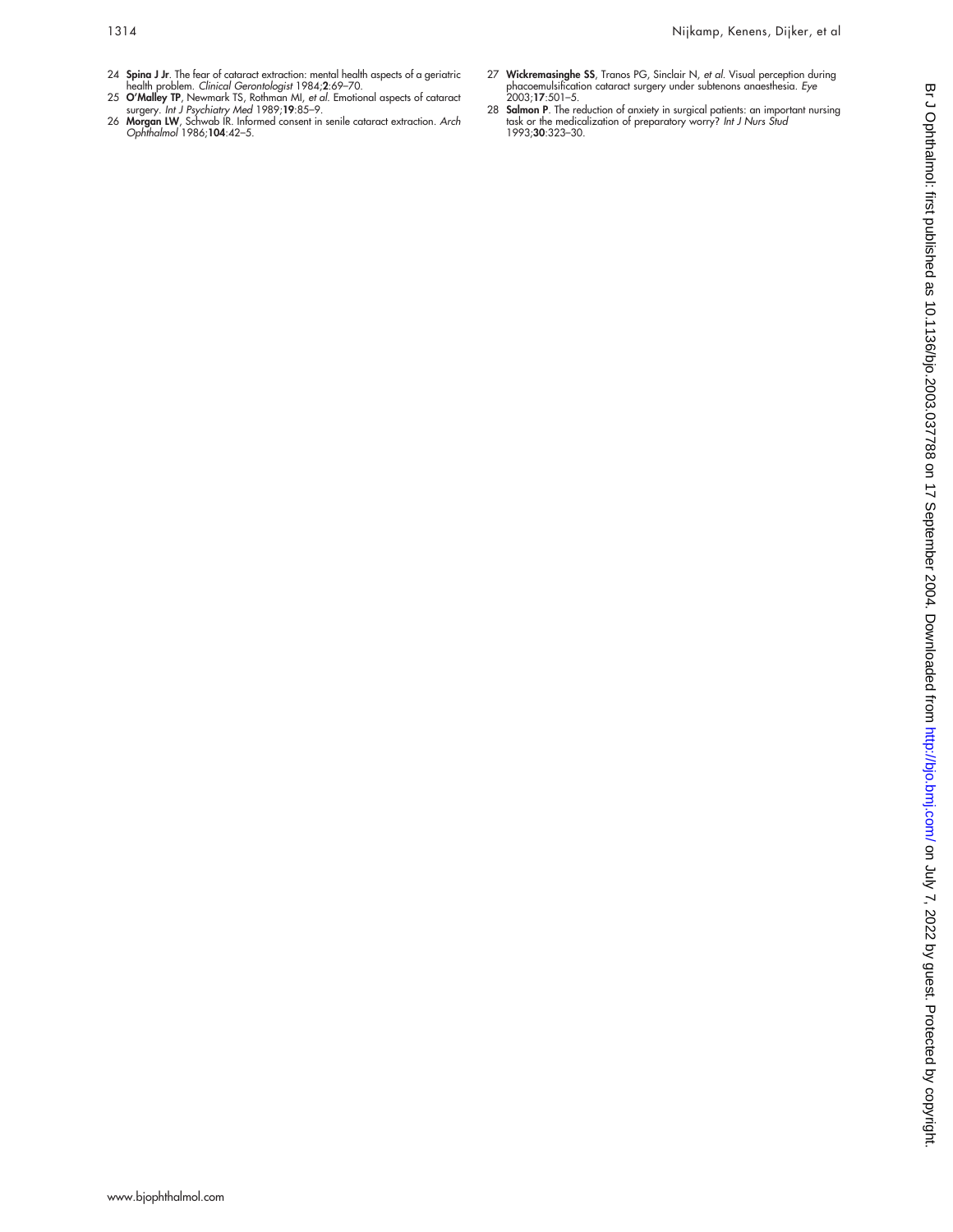24 **Spina J Jr**. The fear of cataract extraction: mental health aspects of a geriatric health problem. *Clinical Gerontologist* 1984;**2**:69–70.

25 **O'Malley TP**, Newmark TS, Rothman MI, *et al*. Emotional aspects of cataract surgery. *Int J Psychiatry Med* 1989;**19**:85–9.

26 **Morgan LW**, Schwab IR. Informed consent in senile cataract extraction. *Arch Ophthalmol* 1986;**104**:42–5.

27 **Wickremasinghe SS**, Tranos PG, Sinclair N, *et al*. Visual perception during phacoemulsification cataract surgery under subtenons anaesthesia. *Eye* 2003;**17**:501–5.

28 **Salmon P**. The reduction of anxiety in surgical patients: an important nursing task or the medicalization of preparatory worry? *Int J Nurs Stud* 1993;**30**:323–30.